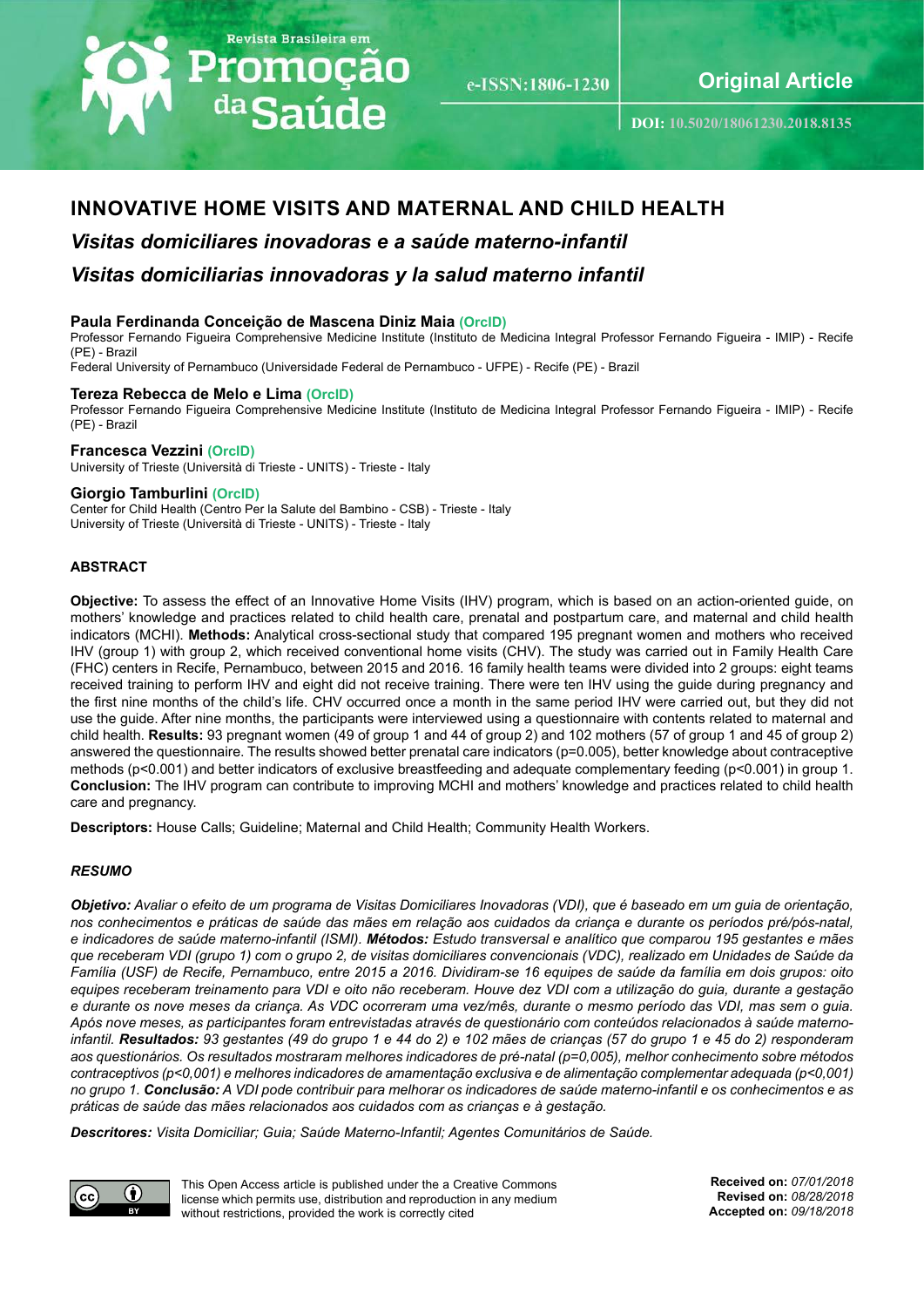Revista Brasileira em Promoção da Saúde

e-ISSN:1806-1230

Original Article

DOI: 10.5020/18061230.2018.8135

# INNOVATIVE HOME VISITS AND MATERNAL AND CHILD HEALTH

## *Visitas domiciliares inovadoras e a saúde materno-infantil*

## *Visitas domiciliarias innovadoras y la salud materno infantil*

**Paula Ferdinanda Conceição de Mascena Diniz Maia** (OrcID)
Professor Fernando Figueira Comprehensive Medicine Institute (Instituto de Medicina Integral Professor Fernando Figueira - IMIP) - Recife (PE) - Brazil
Federal University of Pernambuco (Universidade Federal de Pernambuco - UFPE) - Recife (PE) - Brazil

**Tereza Rebecca de Melo e Lima** (OrcID)
Professor Fernando Figueira Comprehensive Medicine Institute (Instituto de Medicina Integral Professor Fernando Figueira - IMIP) - Recife (PE) - Brazil

**Francesca Vezzini** (OrcID)
University of Trieste (Università di Trieste - UNITS) - Trieste - Italy

**Giorgio Tamburlini** (OrcID)
Center for Child Health (Centro Per la Salute del Bambino - CSB) - Trieste - Italy
University of Trieste (Università di Trieste - UNITS) - Trieste - Italy

### ABSTRACT

**Objective:** To assess the effect of an Innovative Home Visits (IHV) program, which is based on an action-oriented guide, on mothers' knowledge and practices related to child health care, prenatal and postpartum care, and maternal and child health indicators (MCHI). **Methods:** Analytical cross-sectional study that compared 195 pregnant women and mothers who received IHV (group 1) with group 2, which received conventional home visits (CHV). The study was carried out in Family Health Care (FHC) centers in Recife, Pernambuco, between 2015 and 2016. 16 family health teams were divided into 2 groups: eight teams received training to perform IHV and eight did not receive training. There were ten IHV using the guide during pregnancy and the first nine months of the child's life. CHV occurred once a month in the same period IHV were carried out, but they did not use the guide. After nine months, the participants were interviewed using a questionnaire with contents related to maternal and child health. **Results:** 93 pregnant women (49 of group 1 and 44 of group 2) and 102 mothers (57 of group 1 and 45 of group 2) answered the questionnaire. The results showed better prenatal care indicators (p=0.005), better knowledge about contraceptive methods (p<0.001) and better indicators of exclusive breastfeeding and adequate complementary feeding (p<0.001) in group 1. **Conclusion:** The IHV program can contribute to improving MCHI and mothers' knowledge and practices related to child health care and pregnancy.

**Descriptors:** House Calls; Guideline; Maternal and Child Health; Community Health Workers.

### *RESUMO*

***Objetivo:*** *Avaliar o efeito de um programa de Visitas Domiciliares Inovadoras (VDI), que é baseado em um guia de orientação, nos conhecimentos e práticas de saúde das mães em relação aos cuidados da criança e durante os períodos pré/pós-natal, e indicadores de saúde materno-infantil (ISMI).* ***Métodos:*** *Estudo transversal e analítico que comparou 195 gestantes e mães que receberam VDI (grupo 1) com o grupo 2, de visitas domiciliares convencionais (VDC), realizado em Unidades de Saúde da Família (USF) de Recife, Pernambuco, entre 2015 a 2016. Dividiram-se 16 equipes de saúde da família em dois grupos: oito equipes receberam treinamento para VDI e oito não receberam. Houve dez VDI com a utilização do guia, durante a gestação e durante os nove meses da criança. As VDC ocorreram uma vez/mês, durante o mesmo período das VDI, mas sem o guia. Após nove meses, as participantes foram entrevistadas através de questionário com conteúdos relacionados à saúde materno-infantil.* ***Resultados:*** *93 gestantes (49 do grupo 1 e 44 do 2) e 102 mães de crianças (57 do grupo 1 e 45 do 2) responderam aos questionários. Os resultados mostraram melhores indicadores de pré-natal (p=0,005), melhor conhecimento sobre métodos contraceptivos (p<0,001) e melhores indicadores de amamentação exclusiva e de alimentação complementar adequada (p<0,001) no grupo 1.* ***Conclusão:*** *A VDI pode contribuir para melhorar os indicadores de saúde materno-infantil e os conhecimentos e as práticas de saúde das mães relacionados aos cuidados com as crianças e à gestação.*

***Descritores:*** *Visita Domiciliar; Guia; Saúde Materno-Infantil; Agentes Comunitários de Saúde.*

This Open Access article is published under the a Creative Commons license which permits use, distribution and reproduction in any medium without restrictions, provided the work is correctly cited

**Received on:** *07/01/2018*
**Revised on:** *08/28/2018*
**Accepted on:** *09/18/2018*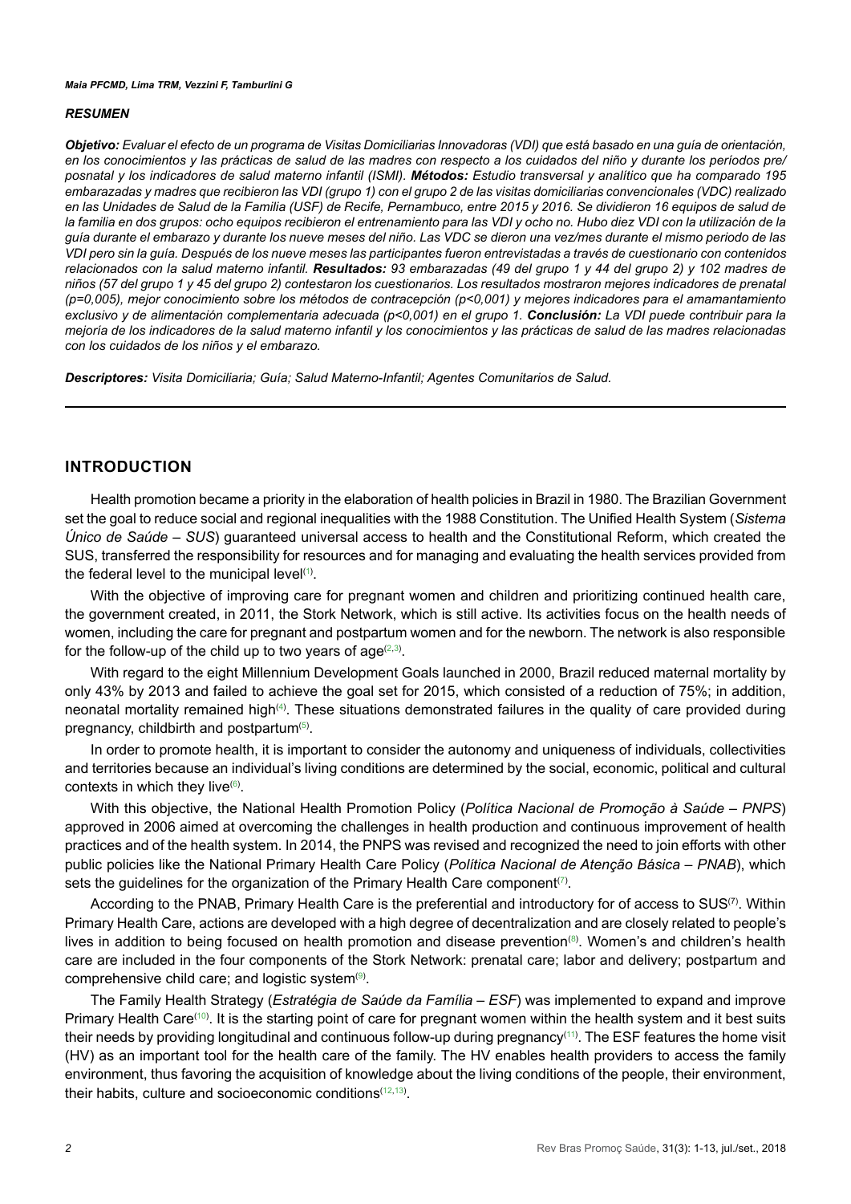### *RESUMEN*

***Objetivo:*** *Evaluar el efecto de un programa de Visitas Domiciliarias Innovadoras (VDI) que está basado en una guía de orientación, en los conocimientos y las prácticas de salud de las madres con respecto a los cuidados del niño y durante los periodos pre/posnatal y los indicadores de salud materno infantil (ISMI).* ***Métodos:*** *Estudio transversal y analítico que ha comparado 195 embarazadas y madres que recibieron las VDI (grupo 1) con el grupo 2 de las visitas domiciliarias convencionales (VDC) realizado en las Unidades de Salud de la Familia (USF) de Recife, Pernambuco, entre 2015 y 2016. Se dividieron 16 equipos de salud de la familia en dos grupos: ocho equipos recibieron el entrenamiento para las VDI y ocho no. Hubo diez VDI con la utilización de la guía durante el embarazo y durante los nueve meses del niño. Las VDC se dieron una vez/mes durante el mismo periodo de las VDI pero sin la guía. Después de los nueve meses las participantes fueron entrevistadas a través de cuestionario con contenidos relacionados con la salud materno infantil.* ***Resultados:*** *93 embarazadas (49 del grupo 1 y 44 del grupo 2) y 102 madres de niños (57 del grupo 1 y 45 del grupo 2) contestaron los cuestionarios. Los resultados mostraron mejores indicadores de prenatal (p=0,005), mejor conocimiento sobre los métodos de contracepción (p<0,001) y mejores indicadores para el amamantamiento exclusivo y de alimentación complementaria adecuada (p<0,001) en el grupo 1.* ***Conclusión:*** *La VDI puede contribuir para la mejoría de los indicadores de la salud materno infantil y los conocimientos y las prácticas de salud de las madres relacionadas con los cuidados de los niños y el embarazo.*

***Descriptores:*** *Visita Domiciliaria; Guía; Salud Materno-Infantil; Agentes Comunitarios de Salud.*

## INTRODUCTION

Health promotion became a priority in the elaboration of health policies in Brazil in 1980. The Brazilian Government set the goal to reduce social and regional inequalities with the 1988 Constitution. The Unified Health System (*Sistema Único de Saúde – SUS*) guaranteed universal access to health and the Constitutional Reform, which created the SUS, transferred the responsibility for resources and for managing and evaluating the health services provided from the federal level to the municipal level[1].

With the objective of improving care for pregnant women and children and prioritizing continued health care, the government created, in 2011, the Stork Network, which is still active. Its activities focus on the health needs of women, including the care for pregnant and postpartum women and for the newborn. The network is also responsible for the follow-up of the child up to two years of age[2,3].

With regard to the eight Millennium Development Goals launched in 2000, Brazil reduced maternal mortality by only 43% by 2013 and failed to achieve the goal set for 2015, which consisted of a reduction of 75%; in addition, neonatal mortality remained high[4]. These situations demonstrated failures in the quality of care provided during pregnancy, childbirth and postpartum[5].

In order to promote health, it is important to consider the autonomy and uniqueness of individuals, collectivities and territories because an individual's living conditions are determined by the social, economic, political and cultural contexts in which they live[6].

With this objective, the National Health Promotion Policy (*Política Nacional de Promoção à Saúde – PNPS*) approved in 2006 aimed at overcoming the challenges in health production and continuous improvement of health practices and of the health system. In 2014, the PNPS was revised and recognized the need to join efforts with other public policies like the National Primary Health Care Policy (*Política Nacional de Atenção Básica – PNAB*), which sets the guidelines for the organization of the Primary Health Care component[7].

According to the PNAB, Primary Health Care is the preferential and introductory for of access to SUS[7]. Within Primary Health Care, actions are developed with a high degree of decentralization and are closely related to people's lives in addition to being focused on health promotion and disease prevention[8]. Women's and children's health care are included in the four components of the Stork Network: prenatal care; labor and delivery; postpartum and comprehensive child care; and logistic system[9].

The Family Health Strategy (*Estratégia de Saúde da Família – ESF*) was implemented to expand and improve Primary Health Care[10]. It is the starting point of care for pregnant women within the health system and it best suits their needs by providing longitudinal and continuous follow-up during pregnancy[11]. The ESF features the home visit (HV) as an important tool for the health care of the family. The HV enables health providers to access the family environment, thus favoring the acquisition of knowledge about the living conditions of the people, their environment, their habits, culture and socioeconomic conditions[12,13].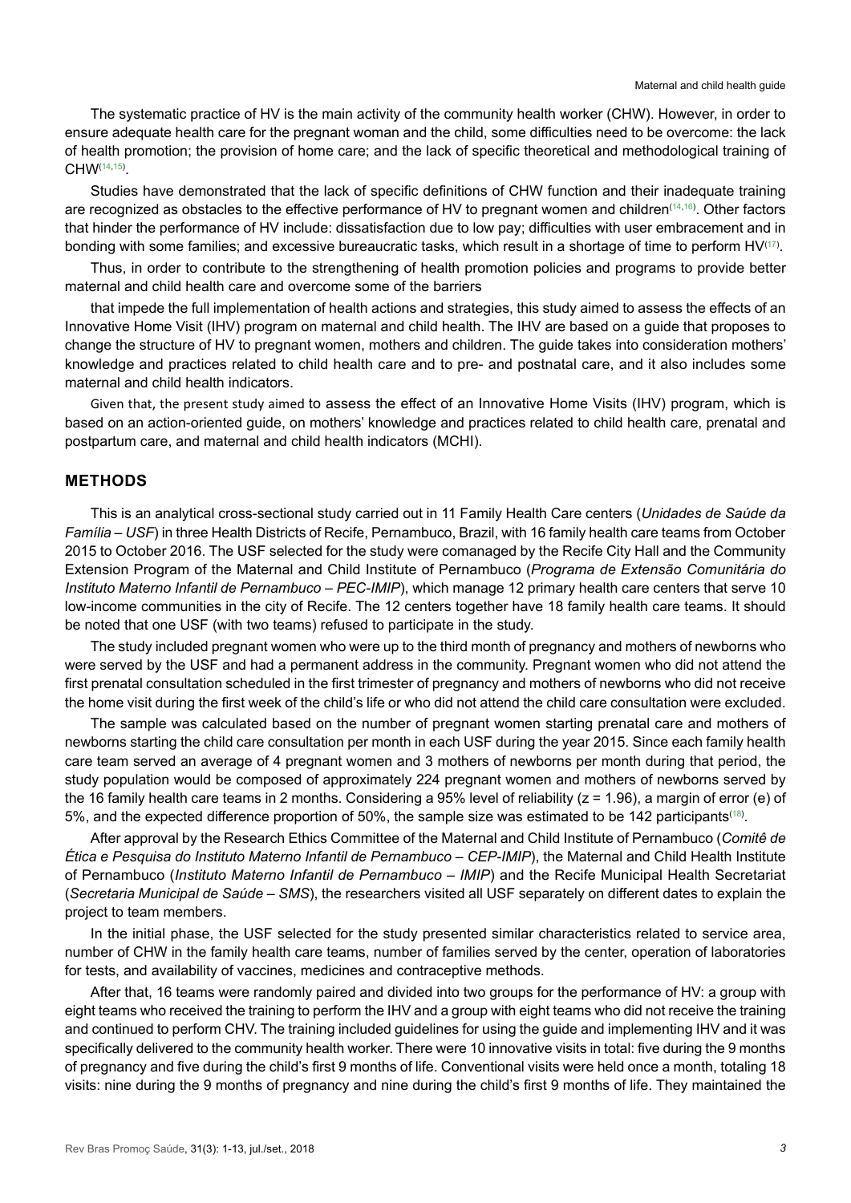The systematic practice of HV is the main activity of the community health worker (CHW). However, in order to ensure adequate health care for the pregnant woman and the child, some difficulties need to be overcome: the lack of health promotion; the provision of home care; and the lack of specific theoretical and methodological training of CHW[14,15].

Studies have demonstrated that the lack of specific definitions of CHW function and their inadequate training are recognized as obstacles to the effective performance of HV to pregnant women and children[14,16]. Other factors that hinder the performance of HV include: dissatisfaction due to low pay; difficulties with user embracement and in bonding with some families; and excessive bureaucratic tasks, which result in a shortage of time to perform HV[17].

Thus, in order to contribute to the strengthening of health promotion policies and programs to provide better maternal and child health care and overcome some of the barriers

that impede the full implementation of health actions and strategies, this study aimed to assess the effects of an Innovative Home Visit (IHV) program on maternal and child health. The IHV are based on a guide that proposes to change the structure of HV to pregnant women, mothers and children. The guide takes into consideration mothers' knowledge and practices related to child health care and to pre- and postnatal care, and it also includes some maternal and child health indicators.

Given that, the present study aimed to assess the effect of an Innovative Home Visits (IHV) program, which is based on an action-oriented guide, on mothers' knowledge and practices related to child health care, prenatal and postpartum care, and maternal and child health indicators (MCHI).

## METHODS

This is an analytical cross-sectional study carried out in 11 Family Health Care centers (*Unidades de Saúde da Família – USF*) in three Health Districts of Recife, Pernambuco, Brazil, with 16 family health care teams from October 2015 to October 2016. The USF selected for the study were comanaged by the Recife City Hall and the Community Extension Program of the Maternal and Child Institute of Pernambuco (*Programa de Extensão Comunitária do Instituto Materno Infantil de Pernambuco – PEC-IMIP*), which manage 12 primary health care centers that serve 10 low-income communities in the city of Recife. The 12 centers together have 18 family health care teams. It should be noted that one USF (with two teams) refused to participate in the study.

The study included pregnant women who were up to the third month of pregnancy and mothers of newborns who were served by the USF and had a permanent address in the community. Pregnant women who did not attend the first prenatal consultation scheduled in the first trimester of pregnancy and mothers of newborns who did not receive the home visit during the first week of the child's life or who did not attend the child care consultation were excluded.

The sample was calculated based on the number of pregnant women starting prenatal care and mothers of newborns starting the child care consultation per month in each USF during the year 2015. Since each family health care team served an average of 4 pregnant women and 3 mothers of newborns per month during that period, the study population would be composed of approximately 224 pregnant women and mothers of newborns served by the 16 family health care teams in 2 months. Considering a 95% level of reliability (z = 1.96), a margin of error (e) of 5%, and the expected difference proportion of 50%, the sample size was estimated to be 142 participants[18].

After approval by the Research Ethics Committee of the Maternal and Child Institute of Pernambuco (*Comitê de Ética e Pesquisa do Instituto Materno Infantil de Pernambuco – CEP-IMIP*), the Maternal and Child Health Institute of Pernambuco (*Instituto Materno Infantil de Pernambuco – IMIP*) and the Recife Municipal Health Secretariat (*Secretaria Municipal de Saúde – SMS*), the researchers visited all USF separately on different dates to explain the project to team members.

In the initial phase, the USF selected for the study presented similar characteristics related to service area, number of CHW in the family health care teams, number of families served by the center, operation of laboratories for tests, and availability of vaccines, medicines and contraceptive methods.

After that, 16 teams were randomly paired and divided into two groups for the performance of HV: a group with eight teams who received the training to perform the IHV and a group with eight teams who did not receive the training and continued to perform CHV. The training included guidelines for using the guide and implementing IHV and it was specifically delivered to the community health worker. There were 10 innovative visits in total: five during the 9 months of pregnancy and five during the child's first 9 months of life. Conventional visits were held once a month, totaling 18 visits: nine during the 9 months of pregnancy and nine during the child's first 9 months of life. They maintained the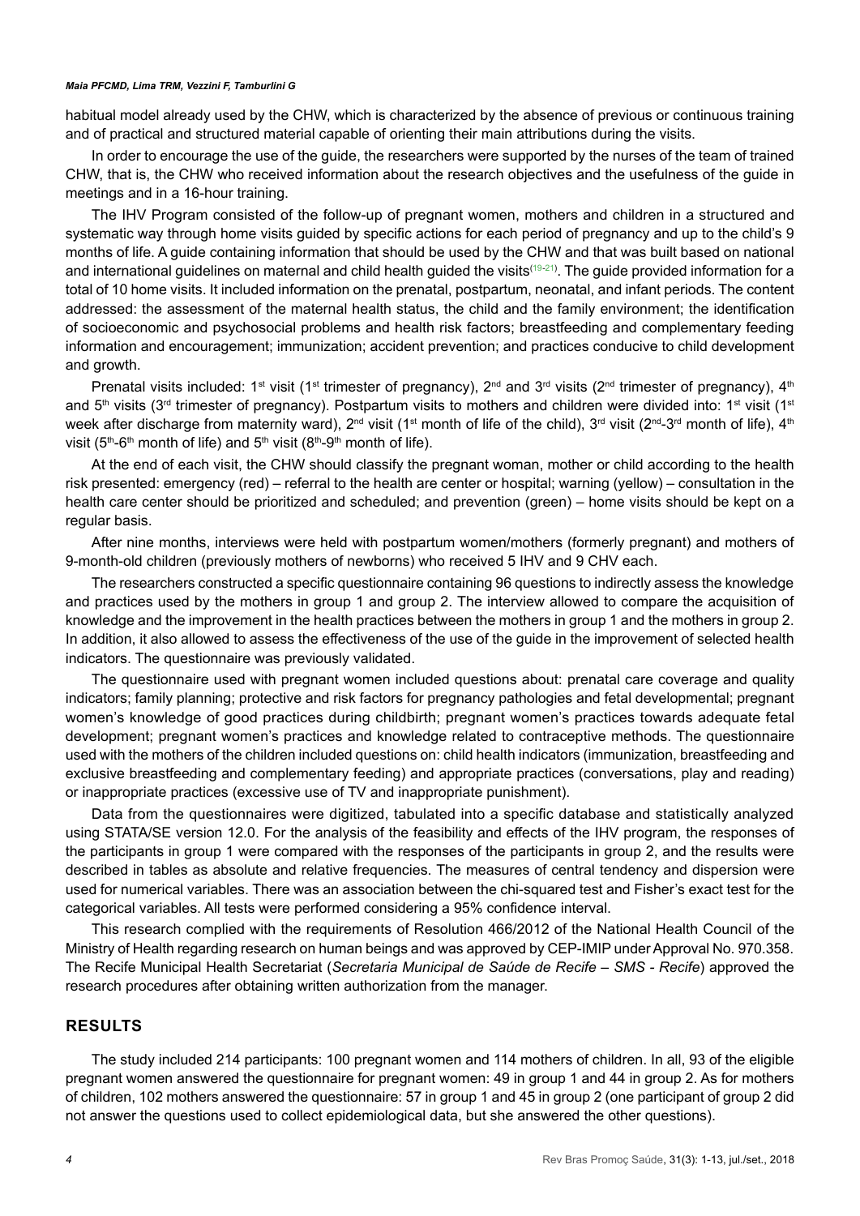habitual model already used by the CHW, which is characterized by the absence of previous or continuous training and of practical and structured material capable of orienting their main attributions during the visits.

In order to encourage the use of the guide, the researchers were supported by the nurses of the team of trained CHW, that is, the CHW who received information about the research objectives and the usefulness of the guide in meetings and in a 16-hour training.

The IHV Program consisted of the follow-up of pregnant women, mothers and children in a structured and systematic way through home visits guided by specific actions for each period of pregnancy and up to the child's 9 months of life. A guide containing information that should be used by the CHW and that was built based on national and international guidelines on maternal and child health guided the visits[19-21]. The guide provided information for a total of 10 home visits. It included information on the prenatal, postpartum, neonatal, and infant periods. The content addressed: the assessment of the maternal health status, the child and the family environment; the identification of socioeconomic and psychosocial problems and health risk factors; breastfeeding and complementary feeding information and encouragement; immunization; accident prevention; and practices conducive to child development and growth.

Prenatal visits included: 1st visit (1st trimester of pregnancy), 2nd and 3rd visits (2nd trimester of pregnancy), 4th and 5th visits (3rd trimester of pregnancy). Postpartum visits to mothers and children were divided into: 1st visit (1st week after discharge from maternity ward), 2nd visit (1st month of life of the child), 3rd visit (2nd-3rd month of life), 4th visit (5th-6th month of life) and 5th visit (8th-9th month of life).

At the end of each visit, the CHW should classify the pregnant woman, mother or child according to the health risk presented: emergency (red) – referral to the health are center or hospital; warning (yellow) – consultation in the health care center should be prioritized and scheduled; and prevention (green) – home visits should be kept on a regular basis.

After nine months, interviews were held with postpartum women/mothers (formerly pregnant) and mothers of 9-month-old children (previously mothers of newborns) who received 5 IHV and 9 CHV each.

The researchers constructed a specific questionnaire containing 96 questions to indirectly assess the knowledge and practices used by the mothers in group 1 and group 2. The interview allowed to compare the acquisition of knowledge and the improvement in the health practices between the mothers in group 1 and the mothers in group 2. In addition, it also allowed to assess the effectiveness of the use of the guide in the improvement of selected health indicators. The questionnaire was previously validated.

The questionnaire used with pregnant women included questions about: prenatal care coverage and quality indicators; family planning; protective and risk factors for pregnancy pathologies and fetal developmental; pregnant women's knowledge of good practices during childbirth; pregnant women's practices towards adequate fetal development; pregnant women's practices and knowledge related to contraceptive methods. The questionnaire used with the mothers of the children included questions on: child health indicators (immunization, breastfeeding and exclusive breastfeeding and complementary feeding) and appropriate practices (conversations, play and reading) or inappropriate practices (excessive use of TV and inappropriate punishment).

Data from the questionnaires were digitized, tabulated into a specific database and statistically analyzed using STATA/SE version 12.0. For the analysis of the feasibility and effects of the IHV program, the responses of the participants in group 1 were compared with the responses of the participants in group 2, and the results were described in tables as absolute and relative frequencies. The measures of central tendency and dispersion were used for numerical variables. There was an association between the chi-squared test and Fisher's exact test for the categorical variables. All tests were performed considering a 95% confidence interval.

This research complied with the requirements of Resolution 466/2012 of the National Health Council of the Ministry of Health regarding research on human beings and was approved by CEP-IMIP under Approval No. 970.358. The Recife Municipal Health Secretariat (*Secretaria Municipal de Saúde de Recife – SMS - Recife*) approved the research procedures after obtaining written authorization from the manager.

## RESULTS

The study included 214 participants: 100 pregnant women and 114 mothers of children. In all, 93 of the eligible pregnant women answered the questionnaire for pregnant women: 49 in group 1 and 44 in group 2. As for mothers of children, 102 mothers answered the questionnaire: 57 in group 1 and 45 in group 2 (one participant of group 2 did not answer the questions used to collect epidemiological data, but she answered the other questions).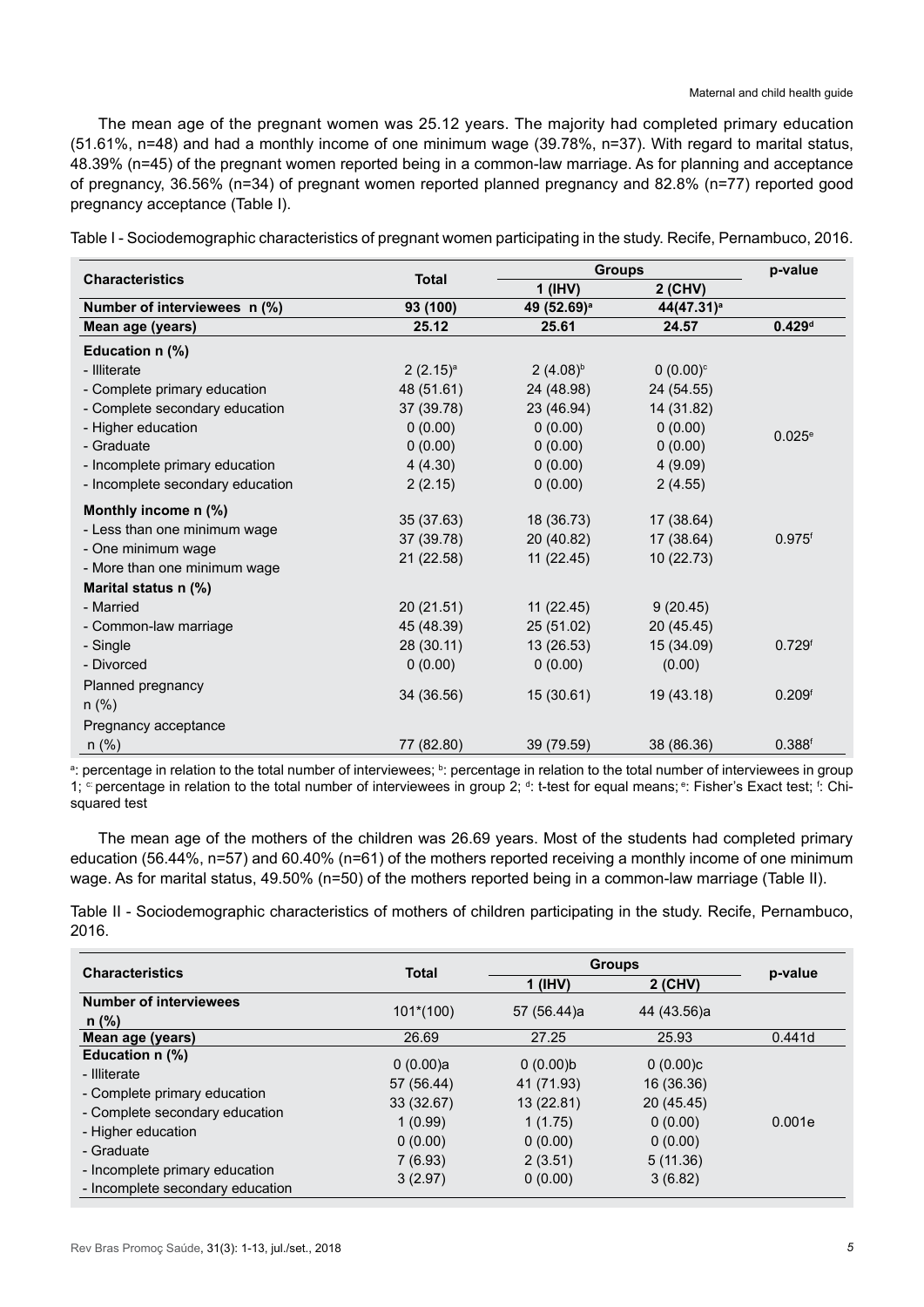The mean age of the pregnant women was 25.12 years. The majority had completed primary education (51.61%, n=48) and had a monthly income of one minimum wage (39.78%, n=37). With regard to marital status, 48.39% (n=45) of the pregnant women reported being in a common-law marriage. As for planning and acceptance of pregnancy, 36.56% (n=34) of pregnant women reported planned pregnancy and 82.8% (n=77) reported good pregnancy acceptance (Table I).

Table I - Sociodemographic characteristics of pregnant women participating in the study. Recife, Pernambuco, 2016.

| Characteristics | Total | Groups | | p-value |
|---|---|---|---|---|
| | | 1 (IHV) | 2 (CHV) | |
| **Number of interviewees n (%)** | **93 (100)** | **49 (52.69)[a]** | **44(47.31)[a]** | |
| **Mean age (years)** | **25.12** | **25.61** | **24.57** | **0.429[d]** |
| **Education n (%)** | | | | |
| - Illiterate | 2 (2.15)[a] | 2 (4.08)[b] | 0 (0.00)[c] | |
| - Complete primary education | 48 (51.61) | 24 (48.98) | 24 (54.55) | |
| - Complete secondary education | 37 (39.78) | 23 (46.94) | 14 (31.82) | |
| - Higher education | 0 (0.00) | 0 (0.00) | 0 (0.00) | 0.025[e] |
| - Graduate | 0 (0.00) | 0 (0.00) | 0 (0.00) | |
| - Incomplete primary education | 4 (4.30) | 0 (0.00) | 4 (9.09) | |
| - Incomplete secondary education | 2 (2.15) | 0 (0.00) | 2 (4.55) | |
| **Monthly income n (%)** | | | | |
| - Less than one minimum wage | 35 (37.63) | 18 (36.73) | 17 (38.64) | |
| - One minimum wage | 37 (39.78) | 20 (40.82) | 17 (38.64) | 0.975[f] |
| - More than one minimum wage | 21 (22.58) | 11 (22.45) | 10 (22.73) | |
| **Marital status n (%)** | | | | |
| - Married | 20 (21.51) | 11 (22.45) | 9 (20.45) | |
| - Common-law marriage | 45 (48.39) | 25 (51.02) | 20 (45.45) | |
| - Single | 28 (30.11) | 13 (26.53) | 15 (34.09) | 0.729[f] |
| - Divorced | 0 (0.00) | 0 (0.00) | (0.00) | |
| Planned pregnancy n (%) | 34 (36.56) | 15 (30.61) | 19 (43.18) | 0.209[f] |
| Pregnancy acceptance n (%) | 77 (82.80) | 39 (79.59) | 38 (86.36) | 0.388[f] |

[a]: percentage in relation to the total number of interviewees; [b]: percentage in relation to the total number of interviewees in group 1; [c]: percentage in relation to the total number of interviewees in group 2; [d]: t-test for equal means; [e]: Fisher's Exact test; [f]: Chi-squared test

The mean age of the mothers of the children was 26.69 years. Most of the students had completed primary education (56.44%, n=57) and 60.40% (n=61) of the mothers reported receiving a monthly income of one minimum wage. As for marital status, 49.50% (n=50) of the mothers reported being in a common-law marriage (Table II).

Table II - Sociodemographic characteristics of mothers of children participating in the study. Recife, Pernambuco, 2016.

| Characteristics | Total | Groups | | p-value |
|---|---|---|---|---|
| | | 1 (IHV) | 2 (CHV) | |
| **Number of interviewees n (%)** | 101*(100) | 57 (56.44)a | 44 (43.56)a | |
| **Mean age (years)** | 26.69 | 27.25 | 25.93 | 0.441d |
| **Education n (%)** | | | | |
| - Illiterate | 0 (0.00)a | 0 (0.00)b | 0 (0.00)c | |
| - Complete primary education | 57 (56.44) | 41 (71.93) | 16 (36.36) | |
| - Complete secondary education | 33 (32.67) | 13 (22.81) | 20 (45.45) | |
| - Higher education | 1 (0.99) | 1 (1.75) | 0 (0.00) | 0.001e |
| - Graduate | 0 (0.00) | 0 (0.00) | 0 (0.00) | |
| - Incomplete primary education | 7 (6.93) | 2 (3.51) | 5 (11.36) | |
| - Incomplete secondary education | 3 (2.97) | 0 (0.00) | 3 (6.82) | |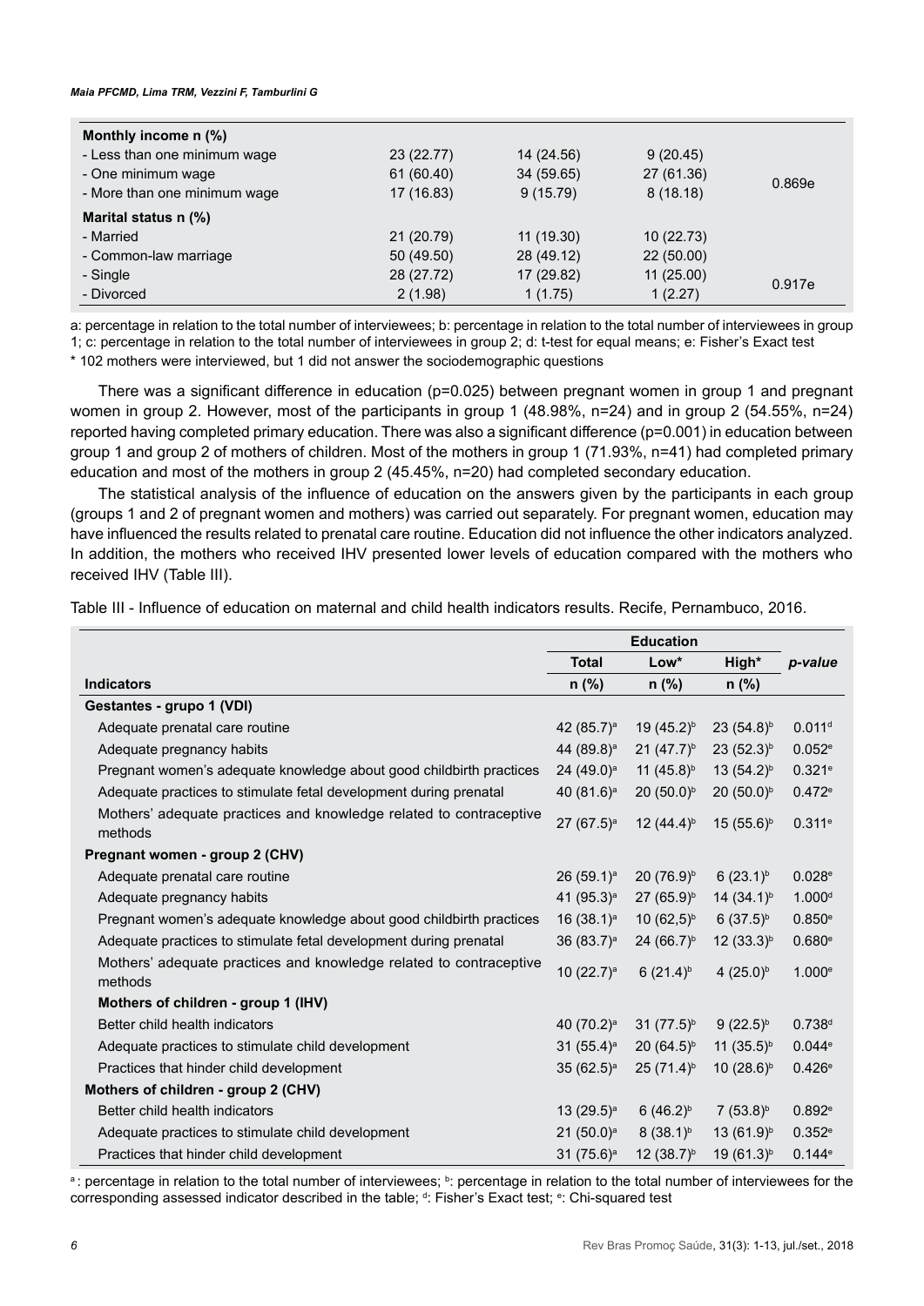| | | | | |
|---|---|---|---|---|
| **Monthly income n (%)** | | | | |
| - Less than one minimum wage | 23 (22.77) | 14 (24.56) | 9 (20.45) | |
| - One minimum wage | 61 (60.40) | 34 (59.65) | 27 (61.36) | 0.869e |
| - More than one minimum wage | 17 (16.83) | 9 (15.79) | 8 (18.18) | |
| **Marital status n (%)** | | | | |
| - Married | 21 (20.79) | 11 (19.30) | 10 (22.73) | |
| - Common-law marriage | 50 (49.50) | 28 (49.12) | 22 (50.00) | |
| - Single | 28 (27.72) | 17 (29.82) | 11 (25.00) | 0.917e |
| - Divorced | 2 (1.98) | 1 (1.75) | 1 (2.27) | |

a: percentage in relation to the total number of interviewees; b: percentage in relation to the total number of interviewees in group 1; c: percentage in relation to the total number of interviewees in group 2; d: t-test for equal means; e: Fisher's Exact test
\* 102 mothers were interviewed, but 1 did not answer the sociodemographic questions

There was a significant difference in education (p=0.025) between pregnant women in group 1 and pregnant women in group 2. However, most of the participants in group 1 (48.98%, n=24) and in group 2 (54.55%, n=24) reported having completed primary education. There was also a significant difference (p=0.001) in education between group 1 and group 2 of mothers of children. Most of the mothers in group 1 (71.93%, n=41) had completed primary education and most of the mothers in group 2 (45.45%, n=20) had completed secondary education.

The statistical analysis of the influence of education on the answers given by the participants in each group (groups 1 and 2 of pregnant women and mothers) was carried out separately. For pregnant women, education may have influenced the results related to prenatal care routine. Education did not influence the other indicators analyzed. In addition, the mothers who received IHV presented lower levels of education compared with the mothers who received IHV (Table III).

Table III - Influence of education on maternal and child health indicators results. Recife, Pernambuco, 2016.

| | Education | | | |
|---|---|---|---|---|
| | Total | Low* | High* | *p-value* |
| **Indicators** | n (%) | n (%) | n (%) | |
| **Gestantes - grupo 1 (VDI)** | | | | |
| Adequate prenatal care routine | 42 (85.7)[a] | 19 (45.2)[b] | 23 (54.8)[b] | 0.011[d] |
| Adequate pregnancy habits | 44 (89.8)[a] | 21 (47.7)[b] | 23 (52.3)[b] | 0.052[e] |
| Pregnant women's adequate knowledge about good childbirth practices | 24 (49.0)[a] | 11 (45.8)[b] | 13 (54.2)[b] | 0.321[e] |
| Adequate practices to stimulate fetal development during prenatal | 40 (81.6)[a] | 20 (50.0)[b] | 20 (50.0)[b] | 0.472[e] |
| Mothers' adequate practices and knowledge related to contraceptive methods | 27 (67.5)[a] | 12 (44.4)[b] | 15 (55.6)[b] | 0.311[e] |
| **Pregnant women - group 2 (CHV)** | | | | |
| Adequate prenatal care routine | 26 (59.1)[a] | 20 (76.9)[b] | 6 (23.1)[b] | 0.028[e] |
| Adequate pregnancy habits | 41 (95.3)[a] | 27 (65.9)[b] | 14 (34.1)[b] | 1.000[d] |
| Pregnant women's adequate knowledge about good childbirth practices | 16 (38.1)[a] | 10 (62,5)[b] | 6 (37.5)[b] | 0.850[e] |
| Adequate practices to stimulate fetal development during prenatal | 36 (83.7)[a] | 24 (66.7)[b] | 12 (33.3)[b] | 0.680[e] |
| Mothers' adequate practices and knowledge related to contraceptive methods | 10 (22.7)[a] | 6 (21.4)[b] | 4 (25.0)[b] | 1.000[e] |
| **Mothers of children - group 1 (IHV)** | | | | |
| Better child health indicators | 40 (70.2)[a] | 31 (77.5)[b] | 9 (22.5)[b] | 0.738[d] |
| Adequate practices to stimulate child development | 31 (55.4)[a] | 20 (64.5)[b] | 11 (35.5)[b] | 0.044[e] |
| Practices that hinder child development | 35 (62.5)[a] | 25 (71.4)[b] | 10 (28.6)[b] | 0.426[e] |
| **Mothers of children - group 2 (CHV)** | | | | |
| Better child health indicators | 13 (29.5)[a] | 6 (46.2)[b] | 7 (53.8)[b] | 0.892[e] |
| Adequate practices to stimulate child development | 21 (50.0)[a] | 8 (38.1)[b] | 13 (61.9)[b] | 0.352[e] |
| Practices that hinder child development | 31 (75.6)[a] | 12 (38.7)[b] | 19 (61.3)[b] | 0.144[e] |

[a]: percentage in relation to the total number of interviewees; [b]: percentage in relation to the total number of interviewees for the corresponding assessed indicator described in the table; [d]: Fisher's Exact test; [e]: Chi-squared test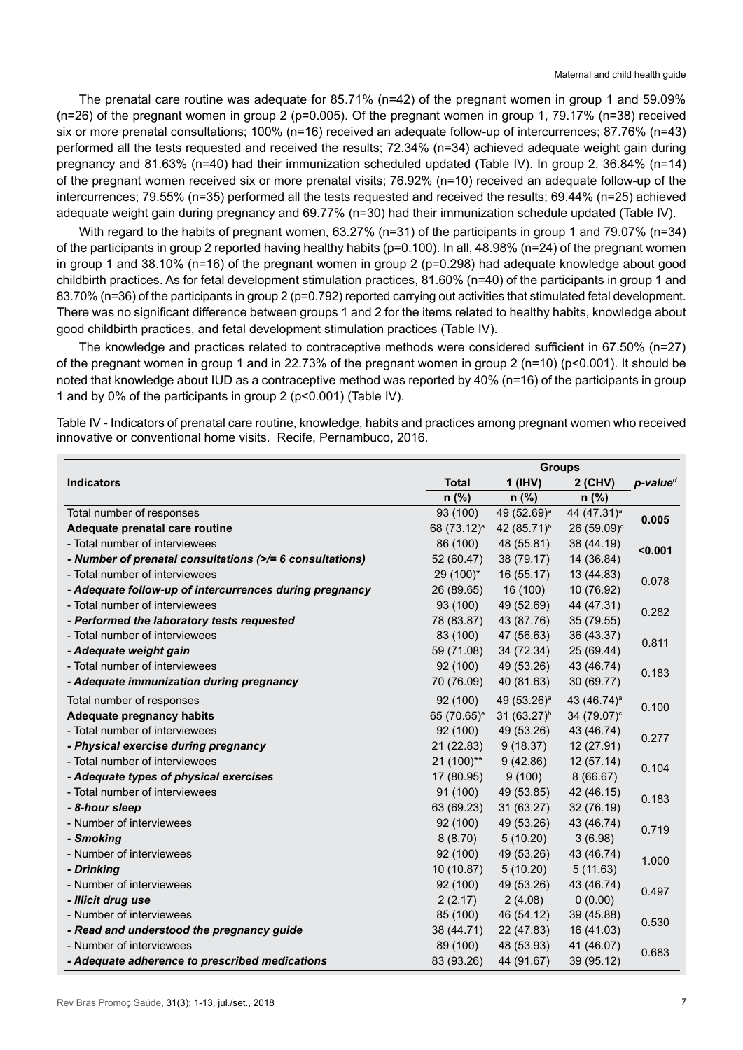The prenatal care routine was adequate for 85.71% (n=42) of the pregnant women in group 1 and 59.09% (n=26) of the pregnant women in group 2 (p=0.005). Of the pregnant women in group 1, 79.17% (n=38) received six or more prenatal consultations; 100% (n=16) received an adequate follow-up of intercurrences; 87.76% (n=43) performed all the tests requested and received the results; 72.34% (n=34) achieved adequate weight gain during pregnancy and 81.63% (n=40) had their immunization scheduled updated (Table IV). In group 2, 36.84% (n=14) of the pregnant women received six or more prenatal visits; 76.92% (n=10) received an adequate follow-up of the intercurrences; 79.55% (n=35) performed all the tests requested and received the results; 69.44% (n=25) achieved adequate weight gain during pregnancy and 69.77% (n=30) had their immunization schedule updated (Table IV).

With regard to the habits of pregnant women, 63.27% (n=31) of the participants in group 1 and 79.07% (n=34) of the participants in group 2 reported having healthy habits (p=0.100). In all, 48.98% (n=24) of the pregnant women in group 1 and 38.10% (n=16) of the pregnant women in group 2 (p=0.298) had adequate knowledge about good childbirth practices. As for fetal development stimulation practices, 81.60% (n=40) of the participants in group 1 and 83.70% (n=36) of the participants in group 2 (p=0.792) reported carrying out activities that stimulated fetal development. There was no significant difference between groups 1 and 2 for the items related to healthy habits, knowledge about good childbirth practices, and fetal development stimulation practices (Table IV).

The knowledge and practices related to contraceptive methods were considered sufficient in 67.50% (n=27) of the pregnant women in group 1 and in 22.73% of the pregnant women in group 2 (n=10) (p<0.001). It should be noted that knowledge about IUD as a contraceptive method was reported by 40% (n=16) of the participants in group 1 and by 0% of the participants in group 2 (p<0.001) (Table IV).

Table IV - Indicators of prenatal care routine, knowledge, habits and practices among pregnant women who received innovative or conventional home visits. Recife, Pernambuco, 2016.

| Indicators | Total | Groups | | p-value[d] |
|---|---|---|---|---|
| | | 1 (IHV) | 2 (CHV) | |
| | n (%) | n (%) | n (%) | |
| Total number of responses | 93 (100) | 49 (52.69)[a] | 44 (47.31)[a] | **0.005** |
| **Adequate prenatal care routine** | 68 (73.12)[a] | 42 (85.71)[b] | 26 (59.09)[c] | |
| - Total number of interviewees | 86 (100) | 48 (55.81) | 38 (44.19) | **<0.001** |
| ***- Number of prenatal consultations (>/= 6 consultations)*** | 52 (60.47) | 38 (79.17) | 14 (36.84) | |
| - Total number of interviewees | 29 (100)* | 16 (55.17) | 13 (44.83) | 0.078 |
| ***- Adequate follow-up of intercurrences during pregnancy*** | 26 (89.65) | 16 (100) | 10 (76.92) | |
| - Total number of interviewees | 93 (100) | 49 (52.69) | 44 (47.31) | 0.282 |
| ***- Performed the laboratory tests requested*** | 78 (83.87) | 43 (87.76) | 35 (79.55) | |
| - Total number of interviewees | 83 (100) | 47 (56.63) | 36 (43.37) | 0.811 |
| ***- Adequate weight gain*** | 59 (71.08) | 34 (72.34) | 25 (69.44) | |
| - Total number of interviewees | 92 (100) | 49 (53.26) | 43 (46.74) | 0.183 |
| ***- Adequate immunization during pregnancy*** | 70 (76.09) | 40 (81.63) | 30 (69.77) | |
| Total number of responses | 92 (100) | 49 (53.26)[a] | 43 (46.74)[a] | 0.100 |
| **Adequate pregnancy habits** | 65 (70.65)[a] | 31 (63.27)[b] | 34 (79.07)[c] | |
| - Total number of interviewees | 92 (100) | 49 (53.26) | 43 (46.74) | 0.277 |
| ***- Physical exercise during pregnancy*** | 21 (22.83) | 9 (18.37) | 12 (27.91) | |
| - Total number of interviewees | 21 (100)** | 9 (42.86) | 12 (57.14) | 0.104 |
| ***- Adequate types of physical exercises*** | 17 (80.95) | 9 (100) | 8 (66.67) | |
| - Total number of interviewees | 91 (100) | 49 (53.85) | 42 (46.15) | 0.183 |
| ***- 8-hour sleep*** | 63 (69.23) | 31 (63.27) | 32 (76.19) | |
| - Number of interviewees | 92 (100) | 49 (53.26) | 43 (46.74) | 0.719 |
| ***- Smoking*** | 8 (8.70) | 5 (10.20) | 3 (6.98) | |
| - Number of interviewees | 92 (100) | 49 (53.26) | 43 (46.74) | 1.000 |
| ***- Drinking*** | 10 (10.87) | 5 (10.20) | 5 (11.63) | |
| - Number of interviewees | 92 (100) | 49 (53.26) | 43 (46.74) | 0.497 |
| ***- Illicit drug use*** | 2 (2.17) | 2 (4.08) | 0 (0.00) | |
| - Number of interviewees | 85 (100) | 46 (54.12) | 39 (45.88) | 0.530 |
| ***- Read and understood the pregnancy guide*** | 38 (44.71) | 22 (47.83) | 16 (41.03) | |
| - Number of interviewees | 89 (100) | 48 (53.93) | 41 (46.07) | 0.683 |
| ***- Adequate adherence to prescribed medications*** | 83 (93.26) | 44 (91.67) | 39 (95.12) | |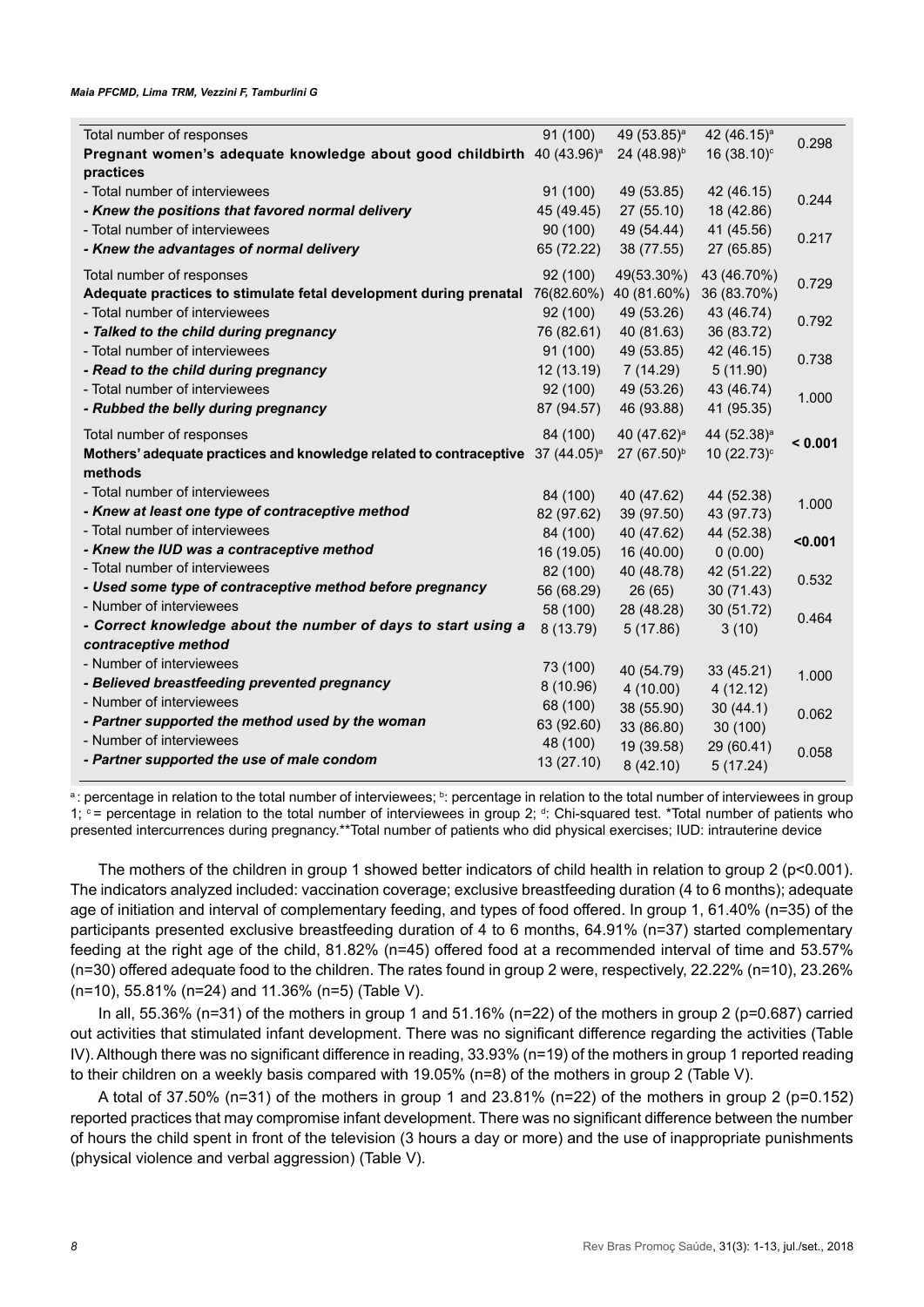| | | | | |
|---|---|---|---|---|
| Total number of responses | 91 (100) | 49 (53.85)[a] | 42 (46.15)[a] | 0.298 |
| **Pregnant women's adequate knowledge about good childbirth practices** | 40 (43.96)[a] | 24 (48.98)[b] | 16 (38.10)[c] | |
| - Total number of interviewees | 91 (100) | 49 (53.85) | 42 (46.15) | 0.244 |
| ***- Knew the positions that favored normal delivery*** | 45 (49.45) | 27 (55.10) | 18 (42.86) | |
| - Total number of interviewees | 90 (100) | 49 (54.44) | 41 (45.56) | 0.217 |
| ***- Knew the advantages of normal delivery*** | 65 (72.22) | 38 (77.55) | 27 (65.85) | |
| Total number of responses | 92 (100) | 49(53.30%) | 43 (46.70%) | 0.729 |
| **Adequate practices to stimulate fetal development during prenatal** | 76(82.60%) | 40 (81.60%) | 36 (83.70%) | |
| - Total number of interviewees | 92 (100) | 49 (53.26) | 43 (46.74) | 0.792 |
| ***- Talked to the child during pregnancy*** | 76 (82.61) | 40 (81.63) | 36 (83.72) | |
| - Total number of interviewees | 91 (100) | 49 (53.85) | 42 (46.15) | 0.738 |
| ***- Read to the child during pregnancy*** | 12 (13.19) | 7 (14.29) | 5 (11.90) | |
| - Total number of interviewees | 92 (100) | 49 (53.26) | 43 (46.74) | 1.000 |
| ***- Rubbed the belly during pregnancy*** | 87 (94.57) | 46 (93.88) | 41 (95.35) | |
| Total number of responses | 84 (100) | 40 (47.62)[a] | 44 (52.38)[a] | **< 0.001** |
| **Mothers' adequate practices and knowledge related to contraceptive methods** | 37 (44.05)[a] | 27 (67.50)[b] | 10 (22.73)[c] | |
| - Total number of interviewees | 84 (100) | 40 (47.62) | 44 (52.38) | 1.000 |
| ***- Knew at least one type of contraceptive method*** | 82 (97.62) | 39 (97.50) | 43 (97.73) | |
| - Total number of interviewees | 84 (100) | 40 (47.62) | 44 (52.38) | **<0.001** |
| ***- Knew the IUD was a contraceptive method*** | 16 (19.05) | 16 (40.00) | 0 (0.00) | |
| - Total number of interviewees | 82 (100) | 40 (48.78) | 42 (51.22) | 0.532 |
| ***- Used some type of contraceptive method before pregnancy*** | 56 (68.29) | 26 (65) | 30 (71.43) | |
| - Number of interviewees | 58 (100) | 28 (48.28) | 30 (51.72) | 0.464 |
| ***- Correct knowledge about the number of days to start using a contraceptive method*** | 8 (13.79) | 5 (17.86) | 3 (10) | |
| - Number of interviewees | 73 (100) | 40 (54.79) | 33 (45.21) | 1.000 |
| ***- Believed breastfeeding prevented pregnancy*** | 8 (10.96) | 4 (10.00) | 4 (12.12) | |
| - Number of interviewees | 68 (100) | 38 (55.90) | 30 (44.1) | 0.062 |
| ***- Partner supported the method used by the woman*** | 63 (92.60) | 33 (86.80) | 30 (100) | |
| - Number of interviewees | 48 (100) | 19 (39.58) | 29 (60.41) | 0.058 |
| ***- Partner supported the use of male condom*** | 13 (27.10) | 8 (42.10) | 5 (17.24) | |

[a]: percentage in relation to the total number of interviewees; [b]: percentage in relation to the total number of interviewees in group 1; [c] = percentage in relation to the total number of interviewees in group 2; [d]: Chi-squared test. *Total number of patients who presented intercurrences during pregnancy.**Total number of patients who did physical exercises; IUD: intrauterine device

The mothers of the children in group 1 showed better indicators of child health in relation to group 2 (p<0.001). The indicators analyzed included: vaccination coverage; exclusive breastfeeding duration (4 to 6 months); adequate age of initiation and interval of complementary feeding, and types of food offered. In group 1, 61.40% (n=35) of the participants presented exclusive breastfeeding duration of 4 to 6 months, 64.91% (n=37) started complementary feeding at the right age of the child, 81.82% (n=45) offered food at a recommended interval of time and 53.57% (n=30) offered adequate food to the children. The rates found in group 2 were, respectively, 22.22% (n=10), 23.26% (n=10), 55.81% (n=24) and 11.36% (n=5) (Table V).

In all, 55.36% (n=31) of the mothers in group 1 and 51.16% (n=22) of the mothers in group 2 (p=0.687) carried out activities that stimulated infant development. There was no significant difference regarding the activities (Table IV). Although there was no significant difference in reading, 33.93% (n=19) of the mothers in group 1 reported reading to their children on a weekly basis compared with 19.05% (n=8) of the mothers in group 2 (Table V).

A total of 37.50% (n=31) of the mothers in group 1 and 23.81% (n=22) of the mothers in group 2 (p=0.152) reported practices that may compromise infant development. There was no significant difference between the number of hours the child spent in front of the television (3 hours a day or more) and the use of inappropriate punishments (physical violence and verbal aggression) (Table V).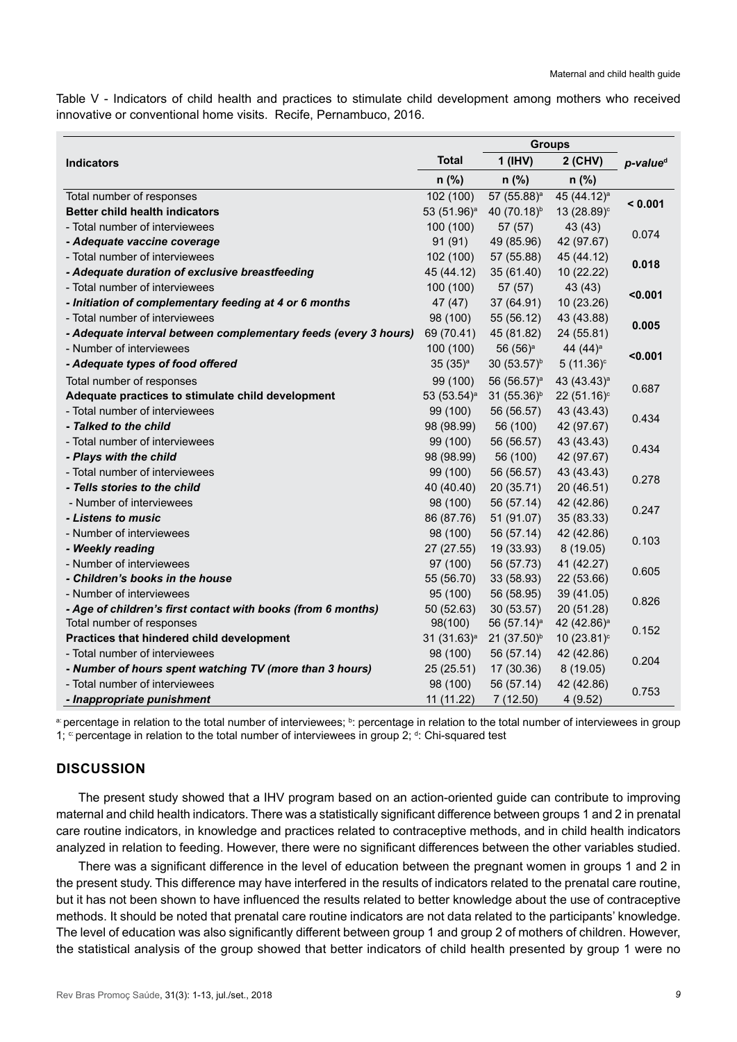Table V - Indicators of child health and practices to stimulate child development among mothers who received innovative or conventional home visits. Recife, Pernambuco, 2016.

| Indicators | Total | Groups | | p-value[d] |
|---|---|---|---|---|
| | | 1 (IHV) | 2 (CHV) | |
| | n (%) | n (%) | n (%) | |
| Total number of responses | 102 (100) | 57 (55.88)[a] | 45 (44.12)[a] | < 0.001 |
| **Better child health indicators** | 53 (51.96)[a] | 40 (70.18)[b] | 13 (28.89)[c] | |
| - Total number of interviewees | 100 (100) | 57 (57) | 43 (43) | 0.074 |
| ***- Adequate vaccine coverage*** | 91 (91) | 49 (85.96) | 42 (97.67) | |
| - Total number of interviewees | 102 (100) | 57 (55.88) | 45 (44.12) | **0.018** |
| ***- Adequate duration of exclusive breastfeeding*** | 45 (44.12) | 35 (61.40) | 10 (22.22) | |
| - Total number of interviewees | 100 (100) | 57 (57) | 43 (43) | **<0.001** |
| ***- Initiation of complementary feeding at 4 or 6 months*** | 47 (47) | 37 (64.91) | 10 (23.26) | |
| - Total number of interviewees | 98 (100) | 55 (56.12) | 43 (43.88) | **0.005** |
| ***- Adequate interval between complementary feeds (every 3 hours)*** | 69 (70.41) | 45 (81.82) | 24 (55.81) | |
| - Number of interviewees | 100 (100) | 56 (56)[a] | 44 (44)[a] | **<0.001** |
| ***- Adequate types of food offered*** | 35 (35)[a] | 30 (53.57)[b] | 5 (11.36)[c] | |
| Total number of responses | 99 (100) | 56 (56.57)[a] | 43 (43.43)[a] | 0.687 |
| **Adequate practices to stimulate child development** | 53 (53.54)[a] | 31 (55.36)[b] | 22 (51.16)[c] | |
| - Total number of interviewees | 99 (100) | 56 (56.57) | 43 (43.43) | 0.434 |
| ***- Talked to the child*** | 98 (98.99) | 56 (100) | 42 (97.67) | |
| - Total number of interviewees | 99 (100) | 56 (56.57) | 43 (43.43) | 0.434 |
| ***- Plays with the child*** | 98 (98.99) | 56 (100) | 42 (97.67) | |
| - Total number of interviewees | 99 (100) | 56 (56.57) | 43 (43.43) | 0.278 |
| ***- Tells stories to the child*** | 40 (40.40) | 20 (35.71) | 20 (46.51) | |
| - Number of interviewees | 98 (100) | 56 (57.14) | 42 (42.86) | 0.247 |
| ***- Listens to music*** | 86 (87.76) | 51 (91.07) | 35 (83.33) | |
| - Number of interviewees | 98 (100) | 56 (57.14) | 42 (42.86) | 0.103 |
| ***- Weekly reading*** | 27 (27.55) | 19 (33.93) | 8 (19.05) | |
| - Number of interviewees | 97 (100) | 56 (57.73) | 41 (42.27) | 0.605 |
| ***- Children's books in the house*** | 55 (56.70) | 33 (58.93) | 22 (53.66) | |
| - Number of interviewees | 95 (100) | 56 (58.95) | 39 (41.05) | 0.826 |
| ***- Age of children's first contact with books (from 6 months)*** | 50 (52.63) | 30 (53.57) | 20 (51.28) | |
| Total number of responses | 98(100) | 56 (57.14)[a] | 42 (42.86)[a] | 0.152 |
| **Practices that hindered child development** | 31 (31.63)[a] | 21 (37.50)[b] | 10 (23.81)[c] | |
| - Total number of interviewees | 98 (100) | 56 (57.14) | 42 (42.86) | 0.204 |
| ***- Number of hours spent watching TV (more than 3 hours)*** | 25 (25.51) | 17 (30.36) | 8 (19.05) | |
| - Total number of interviewees | 98 (100) | 56 (57.14) | 42 (42.86) | 0.753 |
| ***- Inappropriate punishment*** | 11 (11.22) | 7 (12.50) | 4 (9.52) | |

[a]: percentage in relation to the total number of interviewees; [b]: percentage in relation to the total number of interviewees in group 1; [c]: percentage in relation to the total number of interviewees in group 2; [d]: Chi-squared test

## DISCUSSION

The present study showed that a IHV program based on an action-oriented guide can contribute to improving maternal and child health indicators. There was a statistically significant difference between groups 1 and 2 in prenatal care routine indicators, in knowledge and practices related to contraceptive methods, and in child health indicators analyzed in relation to feeding. However, there were no significant differences between the other variables studied.

There was a significant difference in the level of education between the pregnant women in groups 1 and 2 in the present study. This difference may have interfered in the results of indicators related to the prenatal care routine, but it has not been shown to have influenced the results related to better knowledge about the use of contraceptive methods. It should be noted that prenatal care routine indicators are not data related to the participants' knowledge. The level of education was also significantly different between group 1 and group 2 of mothers of children. However, the statistical analysis of the group showed that better indicators of child health presented by group 1 were no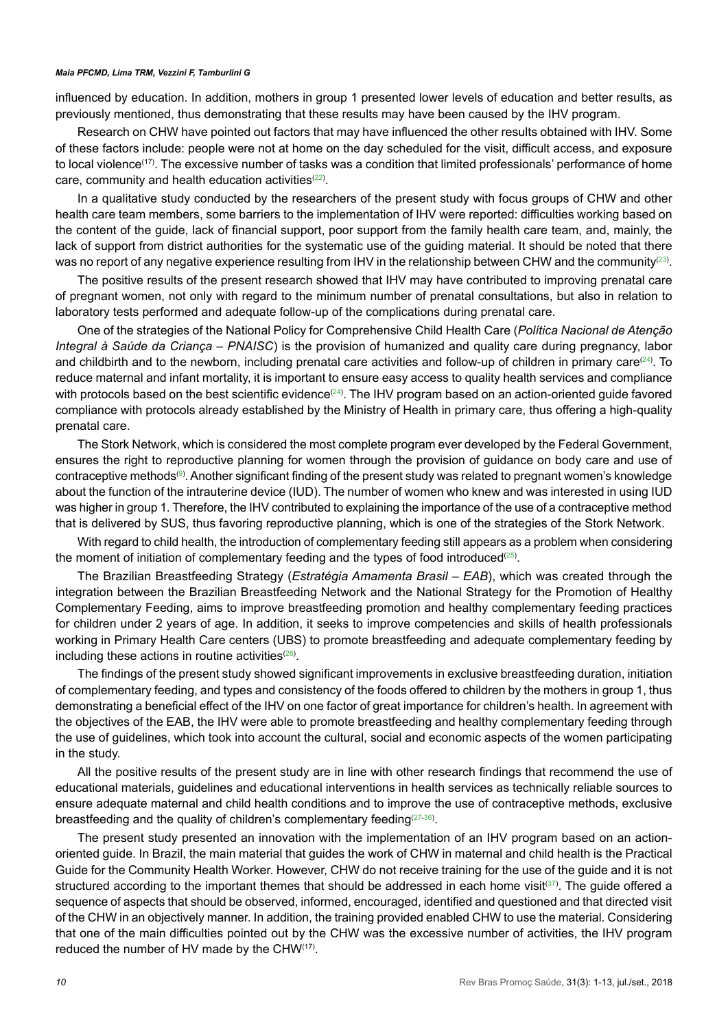influenced by education. In addition, mothers in group 1 presented lower levels of education and better results, as previously mentioned, thus demonstrating that these results may have been caused by the IHV program.

Research on CHW have pointed out factors that may have influenced the other results obtained with IHV. Some of these factors include: people were not at home on the day scheduled for the visit, difficult access, and exposure to local violence[17]. The excessive number of tasks was a condition that limited professionals' performance of home care, community and health education activities[22].

In a qualitative study conducted by the researchers of the present study with focus groups of CHW and other health care team members, some barriers to the implementation of IHV were reported: difficulties working based on the content of the guide, lack of financial support, poor support from the family health care team, and, mainly, the lack of support from district authorities for the systematic use of the guiding material. It should be noted that there was no report of any negative experience resulting from IHV in the relationship between CHW and the community[23].

The positive results of the present research showed that IHV may have contributed to improving prenatal care of pregnant women, not only with regard to the minimum number of prenatal consultations, but also in relation to laboratory tests performed and adequate follow-up of the complications during prenatal care.

One of the strategies of the National Policy for Comprehensive Child Health Care (*Política Nacional de Atenção Integral à Saúde da Criança – PNAISC*) is the provision of humanized and quality care during pregnancy, labor and childbirth and to the newborn, including prenatal care activities and follow-up of children in primary care[24]. To reduce maternal and infant mortality, it is important to ensure easy access to quality health services and compliance with protocols based on the best scientific evidence[24]. The IHV program based on an action-oriented guide favored compliance with protocols already established by the Ministry of Health in primary care, thus offering a high-quality prenatal care.

The Stork Network, which is considered the most complete program ever developed by the Federal Government, ensures the right to reproductive planning for women through the provision of guidance on body care and use of contraceptive methods[9]. Another significant finding of the present study was related to pregnant women's knowledge about the function of the intrauterine device (IUD). The number of women who knew and was interested in using IUD was higher in group 1. Therefore, the IHV contributed to explaining the importance of the use of a contraceptive method that is delivered by SUS, thus favoring reproductive planning, which is one of the strategies of the Stork Network.

With regard to child health, the introduction of complementary feeding still appears as a problem when considering the moment of initiation of complementary feeding and the types of food introduced[25].

The Brazilian Breastfeeding Strategy (*Estratégia Amamenta Brasil – EAB*), which was created through the integration between the Brazilian Breastfeeding Network and the National Strategy for the Promotion of Healthy Complementary Feeding, aims to improve breastfeeding promotion and healthy complementary feeding practices for children under 2 years of age. In addition, it seeks to improve competencies and skills of health professionals working in Primary Health Care centers (UBS) to promote breastfeeding and adequate complementary feeding by including these actions in routine activities[26].

The findings of the present study showed significant improvements in exclusive breastfeeding duration, initiation of complementary feeding, and types and consistency of the foods offered to children by the mothers in group 1, thus demonstrating a beneficial effect of the IHV on one factor of great importance for children's health. In agreement with the objectives of the EAB, the IHV were able to promote breastfeeding and healthy complementary feeding through the use of guidelines, which took into account the cultural, social and economic aspects of the women participating in the study.

All the positive results of the present study are in line with other research findings that recommend the use of educational materials, guidelines and educational interventions in health services as technically reliable sources to ensure adequate maternal and child health conditions and to improve the use of contraceptive methods, exclusive breastfeeding and the quality of children's complementary feeding[27-36].

The present study presented an innovation with the implementation of an IHV program based on an action-oriented guide. In Brazil, the main material that guides the work of CHW in maternal and child health is the Practical Guide for the Community Health Worker. However, CHW do not receive training for the use of the guide and it is not structured according to the important themes that should be addressed in each home visit[37]. The guide offered a sequence of aspects that should be observed, informed, encouraged, identified and questioned and that directed visit of the CHW in an objectively manner. In addition, the training provided enabled CHW to use the material. Considering that one of the main difficulties pointed out by the CHW was the excessive number of activities, the IHV program reduced the number of HV made by the CHW[17].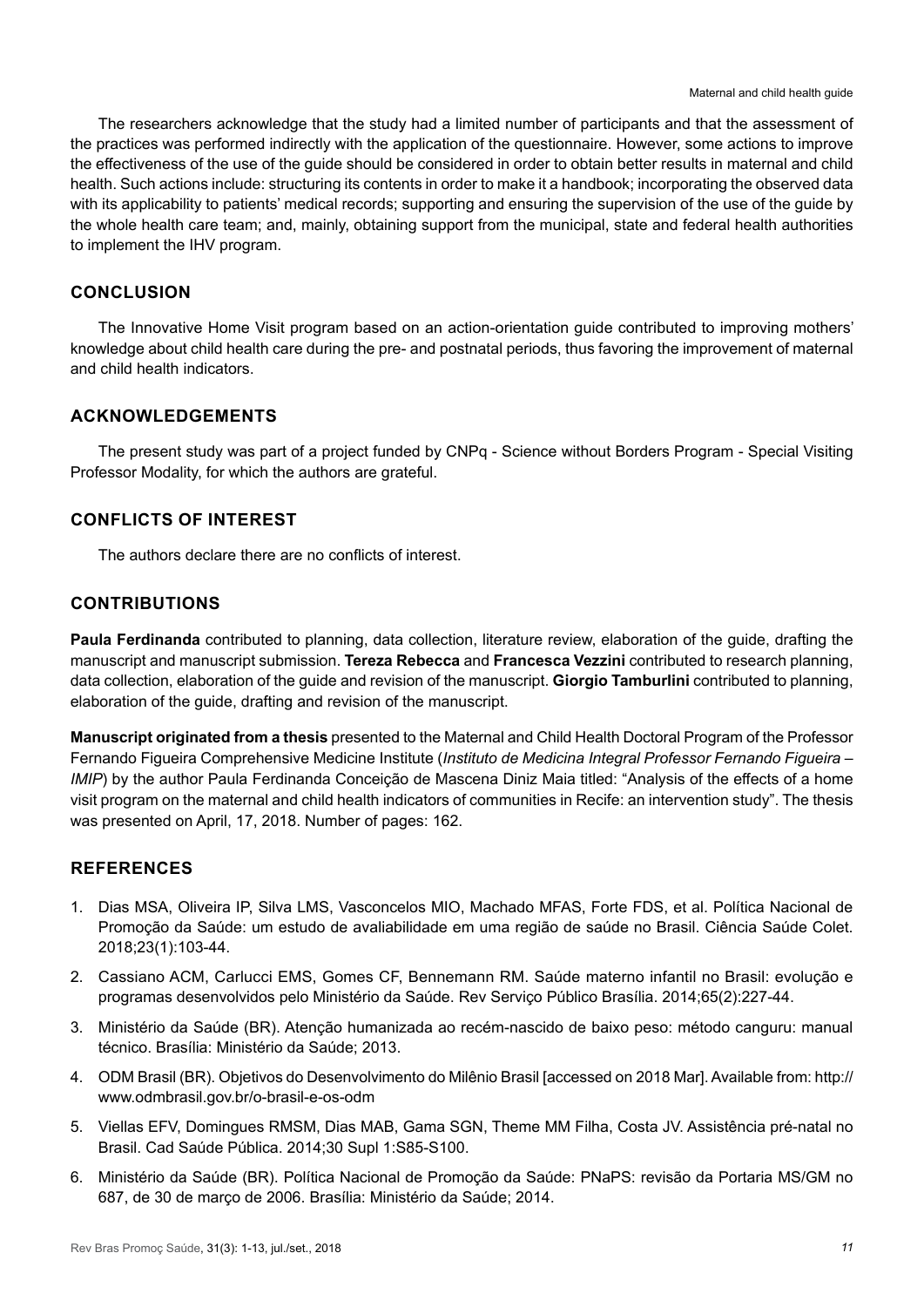The researchers acknowledge that the study had a limited number of participants and that the assessment of the practices was performed indirectly with the application of the questionnaire. However, some actions to improve the effectiveness of the use of the guide should be considered in order to obtain better results in maternal and child health. Such actions include: structuring its contents in order to make it a handbook; incorporating the observed data with its applicability to patients' medical records; supporting and ensuring the supervision of the use of the guide by the whole health care team; and, mainly, obtaining support from the municipal, state and federal health authorities to implement the IHV program.

## CONCLUSION

The Innovative Home Visit program based on an action-orientation guide contributed to improving mothers' knowledge about child health care during the pre- and postnatal periods, thus favoring the improvement of maternal and child health indicators.

## ACKNOWLEDGEMENTS

The present study was part of a project funded by CNPq - Science without Borders Program - Special Visiting Professor Modality, for which the authors are grateful.

## CONFLICTS OF INTEREST

The authors declare there are no conflicts of interest.

## CONTRIBUTIONS

**Paula Ferdinanda** contributed to planning, data collection, literature review, elaboration of the guide, drafting the manuscript and manuscript submission. **Tereza Rebecca** and **Francesca Vezzini** contributed to research planning, data collection, elaboration of the guide and revision of the manuscript. **Giorgio Tamburlini** contributed to planning, elaboration of the guide, drafting and revision of the manuscript.

**Manuscript originated from a thesis** presented to the Maternal and Child Health Doctoral Program of the Professor Fernando Figueira Comprehensive Medicine Institute (*Instituto de Medicina Integral Professor Fernando Figueira – IMIP*) by the author Paula Ferdinanda Conceição de Mascena Diniz Maia titled: "Analysis of the effects of a home visit program on the maternal and child health indicators of communities in Recife: an intervention study". The thesis was presented on April, 17, 2018. Number of pages: 162.

## REFERENCES

1. Dias MSA, Oliveira IP, Silva LMS, Vasconcelos MIO, Machado MFAS, Forte FDS, et al. Política Nacional de Promoção da Saúde: um estudo de avaliabilidade em uma região de saúde no Brasil. Ciência Saúde Colet. 2018;23(1):103-44.
2. Cassiano ACM, Carlucci EMS, Gomes CF, Bennemann RM. Saúde materno infantil no Brasil: evolução e programas desenvolvidos pelo Ministério da Saúde. Rev Serviço Público Brasília. 2014;65(2):227-44.
3. Ministério da Saúde (BR). Atenção humanizada ao recém-nascido de baixo peso: método canguru: manual técnico. Brasília: Ministério da Saúde; 2013.
4. ODM Brasil (BR). Objetivos do Desenvolvimento do Milênio Brasil [accessed on 2018 Mar]. Available from: http://www.odmbrasil.gov.br/o-brasil-e-os-odm
5. Viellas EFV, Domingues RMSM, Dias MAB, Gama SGN, Theme MM Filha, Costa JV. Assistência pré-natal no Brasil. Cad Saúde Pública. 2014;30 Supl 1:S85-S100.
6. Ministério da Saúde (BR). Política Nacional de Promoção da Saúde: PNaPS: revisão da Portaria MS/GM no 687, de 30 de março de 2006. Brasília: Ministério da Saúde; 2014.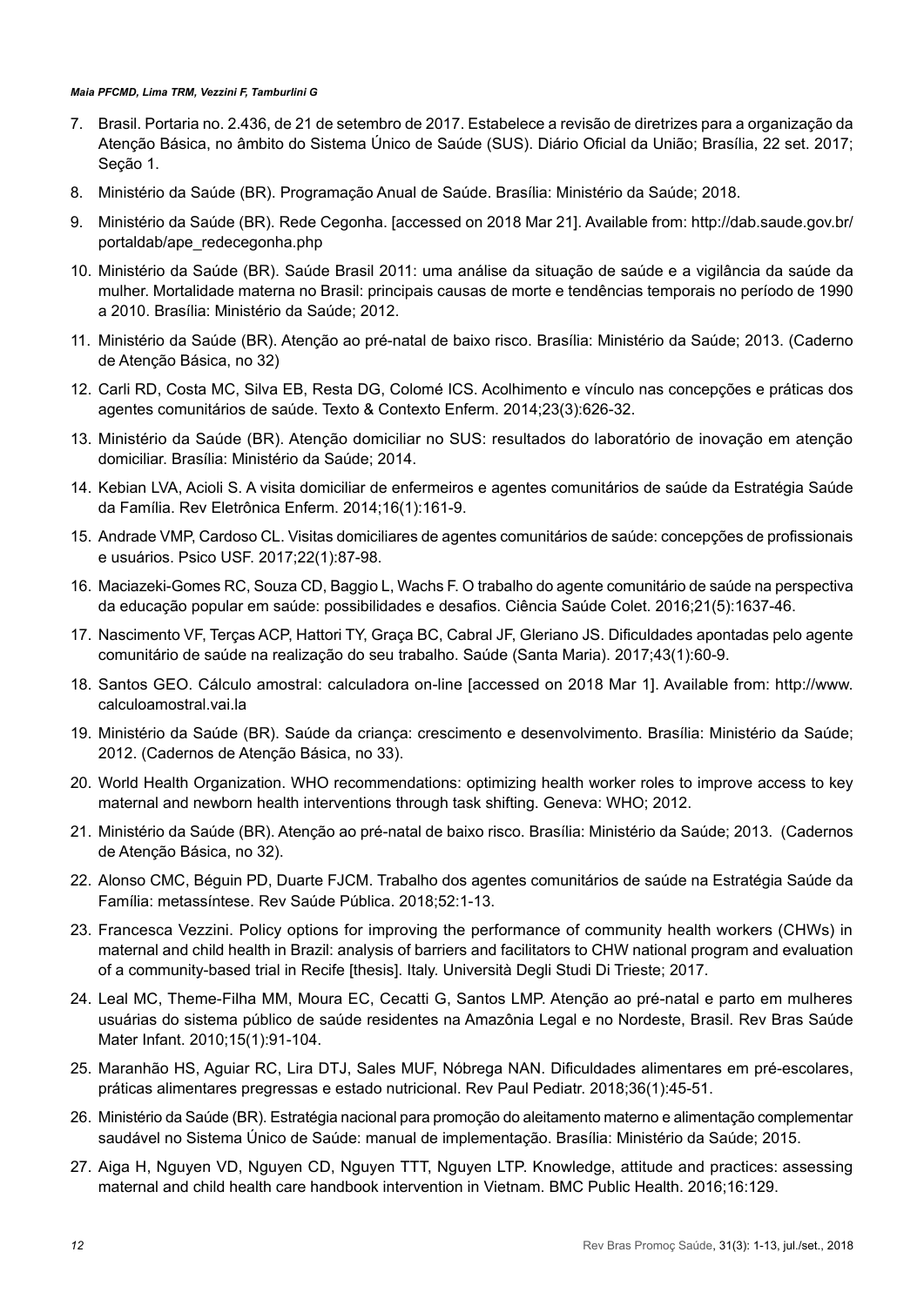7. Brasil. Portaria no. 2.436, de 21 de setembro de 2017. Estabelece a revisão de diretrizes para a organização da Atenção Básica, no âmbito do Sistema Único de Saúde (SUS). Diário Oficial da União; Brasília, 22 set. 2017; Seção 1.

8. Ministério da Saúde (BR). Programação Anual de Saúde. Brasília: Ministério da Saúde; 2018.

9. Ministério da Saúde (BR). Rede Cegonha. [accessed on 2018 Mar 21]. Available from: http://dab.saude.gov.br/portaldab/ape_redecegonha.php

10. Ministério da Saúde (BR). Saúde Brasil 2011: uma análise da situação de saúde e a vigilância da saúde da mulher. Mortalidade materna no Brasil: principais causas de morte e tendências temporais no período de 1990 a 2010. Brasília: Ministério da Saúde; 2012.

11. Ministério da Saúde (BR). Atenção ao pré-natal de baixo risco. Brasília: Ministério da Saúde; 2013. (Caderno de Atenção Básica, no 32)

12. Carli RD, Costa MC, Silva EB, Resta DG, Colomé ICS. Acolhimento e vínculo nas concepções e práticas dos agentes comunitários de saúde. Texto & Contexto Enferm. 2014;23(3):626-32.

13. Ministério da Saúde (BR). Atenção domiciliar no SUS: resultados do laboratório de inovação em atenção domiciliar. Brasília: Ministério da Saúde; 2014.

14. Kebian LVA, Acioli S. A visita domiciliar de enfermeiros e agentes comunitários de saúde da Estratégia Saúde da Família. Rev Eletrônica Enferm. 2014;16(1):161-9.

15. Andrade VMP, Cardoso CL. Visitas domiciliares de agentes comunitários de saúde: concepções de profissionais e usuários. Psico USF. 2017;22(1):87-98.

16. Maciazeki-Gomes RC, Souza CD, Baggio L, Wachs F. O trabalho do agente comunitário de saúde na perspectiva da educação popular em saúde: possibilidades e desafios. Ciência Saúde Colet. 2016;21(5):1637-46.

17. Nascimento VF, Terças ACP, Hattori TY, Graça BC, Cabral JF, Gleriano JS. Dificuldades apontadas pelo agente comunitário de saúde na realização do seu trabalho. Saúde (Santa Maria). 2017;43(1):60-9.

18. Santos GEO. Cálculo amostral: calculadora on-line [accessed on 2018 Mar 1]. Available from: http://www.calculoamostral.vai.la

19. Ministério da Saúde (BR). Saúde da criança: crescimento e desenvolvimento. Brasília: Ministério da Saúde; 2012. (Cadernos de Atenção Básica, no 33).

20. World Health Organization. WHO recommendations: optimizing health worker roles to improve access to key maternal and newborn health interventions through task shifting. Geneva: WHO; 2012.

21. Ministério da Saúde (BR). Atenção ao pré-natal de baixo risco. Brasília: Ministério da Saúde; 2013. (Cadernos de Atenção Básica, no 32).

22. Alonso CMC, Béguin PD, Duarte FJCM. Trabalho dos agentes comunitários de saúde na Estratégia Saúde da Família: metassíntese. Rev Saúde Pública. 2018;52:1-13.

23. Francesca Vezzini. Policy options for improving the performance of community health workers (CHWs) in maternal and child health in Brazil: analysis of barriers and facilitators to CHW national program and evaluation of a community-based trial in Recife [thesis]. Italy. Università Degli Studi Di Trieste; 2017.

24. Leal MC, Theme-Filha MM, Moura EC, Cecatti G, Santos LMP. Atenção ao pré-natal e parto em mulheres usuárias do sistema público de saúde residentes na Amazônia Legal e no Nordeste, Brasil. Rev Bras Saúde Mater Infant. 2010;15(1):91-104.

25. Maranhão HS, Aguiar RC, Lira DTJ, Sales MUF, Nóbrega NAN. Dificuldades alimentares em pré-escolares, práticas alimentares pregressas e estado nutricional. Rev Paul Pediatr. 2018;36(1):45-51.

26. Ministério da Saúde (BR). Estratégia nacional para promoção do aleitamento materno e alimentação complementar saudável no Sistema Único de Saúde: manual de implementação. Brasília: Ministério da Saúde; 2015.

27. Aiga H, Nguyen VD, Nguyen CD, Nguyen TTT, Nguyen LTP. Knowledge, attitude and practices: assessing maternal and child health care handbook intervention in Vietnam. BMC Public Health. 2016;16:129.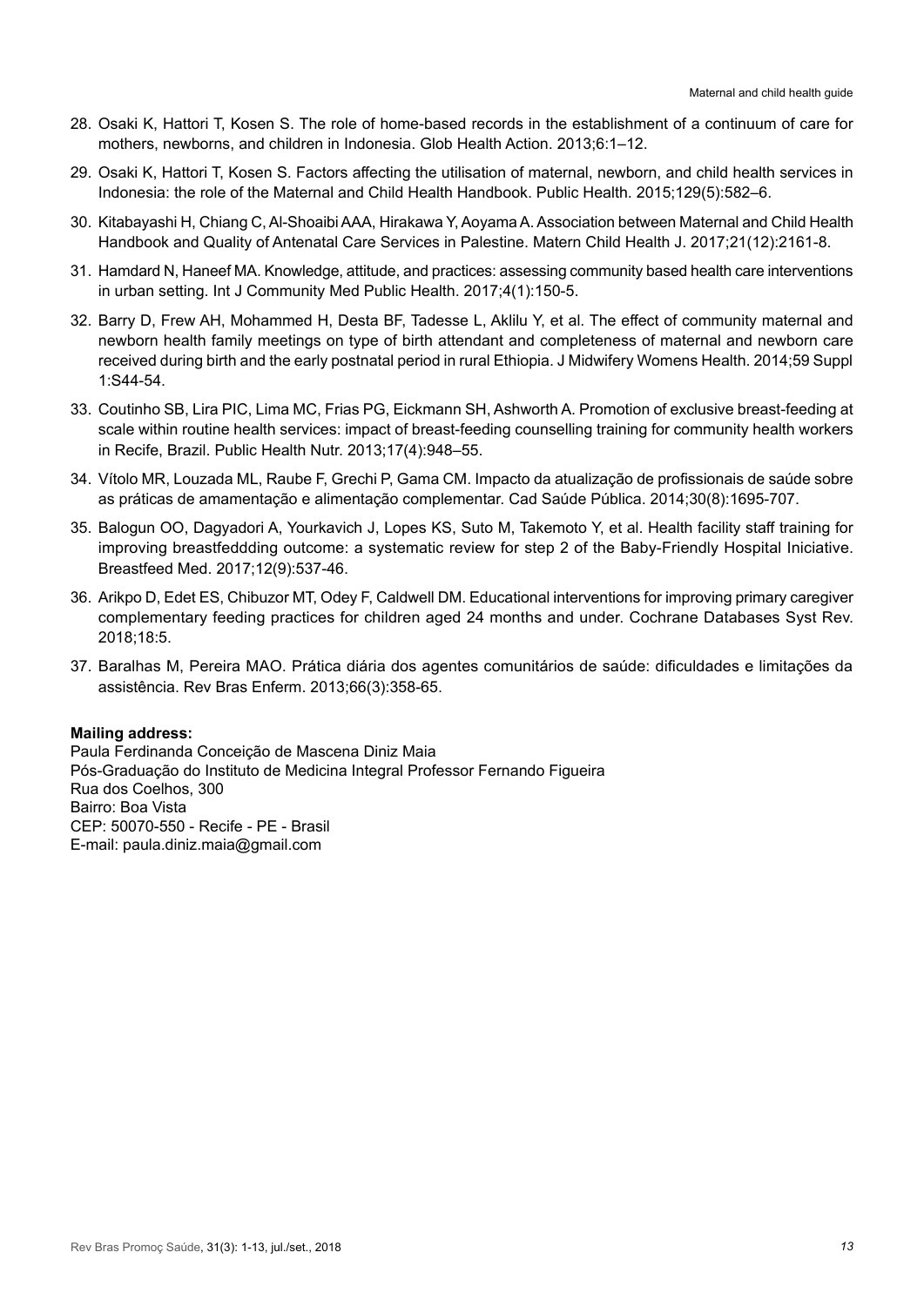28. Osaki K, Hattori T, Kosen S. The role of home-based records in the establishment of a continuum of care for mothers, newborns, and children in Indonesia. Glob Health Action. 2013;6:1–12.

29. Osaki K, Hattori T, Kosen S. Factors affecting the utilisation of maternal, newborn, and child health services in Indonesia: the role of the Maternal and Child Health Handbook. Public Health. 2015;129(5):582–6.

30. Kitabayashi H, Chiang C, Al-Shoaibi AAA, Hirakawa Y, Aoyama A. Association between Maternal and Child Health Handbook and Quality of Antenatal Care Services in Palestine. Matern Child Health J. 2017;21(12):2161-8.

31. Hamdard N, Haneef MA. Knowledge, attitude, and practices: assessing community based health care interventions in urban setting. Int J Community Med Public Health. 2017;4(1):150-5.

32. Barry D, Frew AH, Mohammed H, Desta BF, Tadesse L, Aklilu Y, et al. The effect of community maternal and newborn health family meetings on type of birth attendant and completeness of maternal and newborn care received during birth and the early postnatal period in rural Ethiopia. J Midwifery Womens Health. 2014;59 Suppl 1:S44-54.

33. Coutinho SB, Lira PIC, Lima MC, Frias PG, Eickmann SH, Ashworth A. Promotion of exclusive breast-feeding at scale within routine health services: impact of breast-feeding counselling training for community health workers in Recife, Brazil. Public Health Nutr. 2013;17(4):948–55.

34. Vítolo MR, Louzada ML, Raube F, Grechi P, Gama CM. Impacto da atualização de profissionais de saúde sobre as práticas de amamentação e alimentação complementar. Cad Saúde Pública. 2014;30(8):1695-707.

35. Balogun OO, Dagyadori A, Yourkavich J, Lopes KS, Suto M, Takemoto Y, et al. Health facility staff training for improving breastfeddding outcome: a systematic review for step 2 of the Baby-Friendly Hospital Iniciative. Breastfeed Med. 2017;12(9):537-46.

36. Arikpo D, Edet ES, Chibuzor MT, Odey F, Caldwell DM. Educational interventions for improving primary caregiver complementary feeding practices for children aged 24 months and under. Cochrane Databases Syst Rev. 2018;18:5.

37. Baralhas M, Pereira MAO. Prática diária dos agentes comunitários de saúde: dificuldades e limitações da assistência. Rev Bras Enferm. 2013;66(3):358-65.

**Mailing address:**
Paula Ferdinanda Conceição de Mascena Diniz Maia
Pós-Graduação do Instituto de Medicina Integral Professor Fernando Figueira
Rua dos Coelhos, 300
Bairro: Boa Vista
CEP: 50070-550 - Recife - PE - Brasil
E-mail: paula.diniz.maia@gmail.com